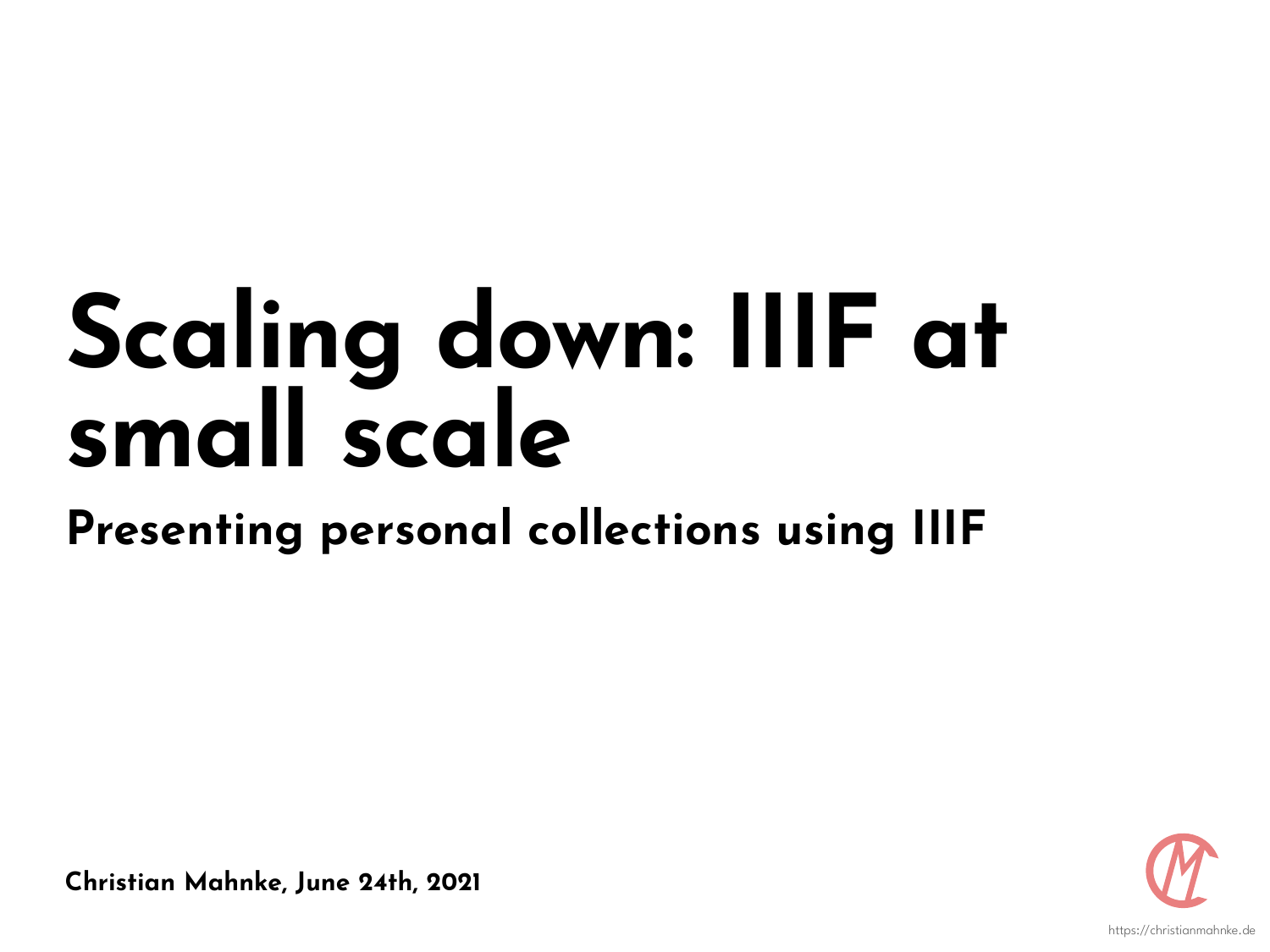# Scaling down: IIIF at small scale

## Presenting personal collections using IIIF

**Christian Mahnke, June 24th, 2021**

https://christianmahnke.de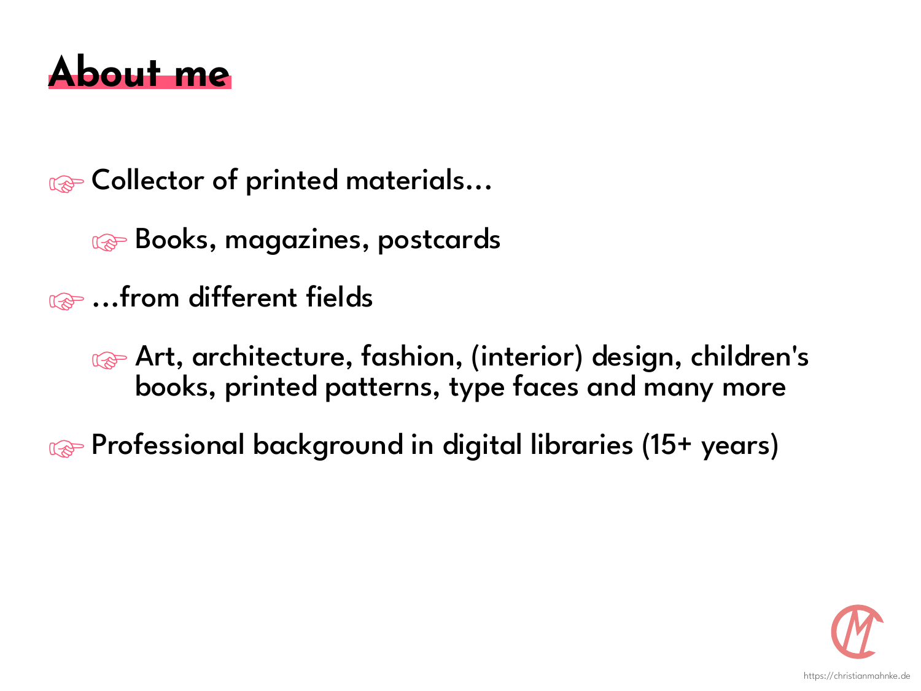# About me

- Collector of printed materials…
  - Books, magazines, postcards
- …from different fields
  - Art, architecture, fashion, (interior) design, children's books, printed patterns, type faces and many more
- Professional background in digital libraries (15+ years)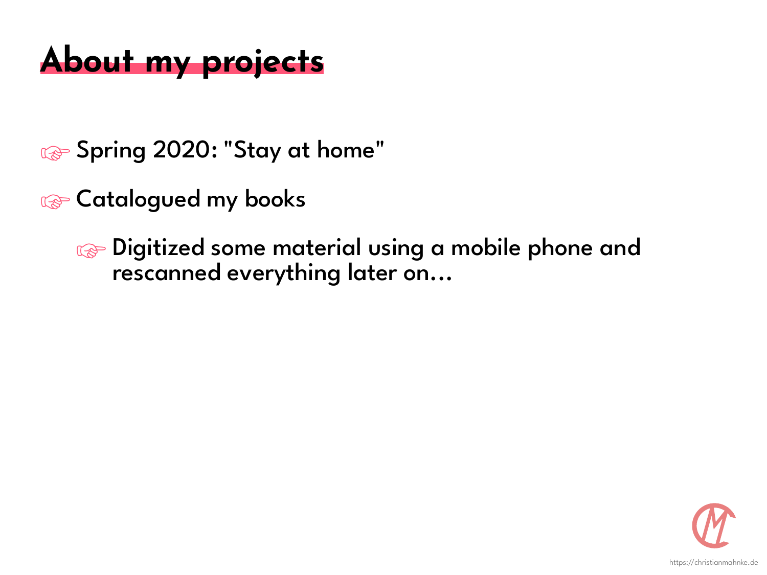# About my projects

- Spring 2020: "Stay at home"
- Catalogued my books
  - Digitized some material using a mobile phone and rescanned everything later on...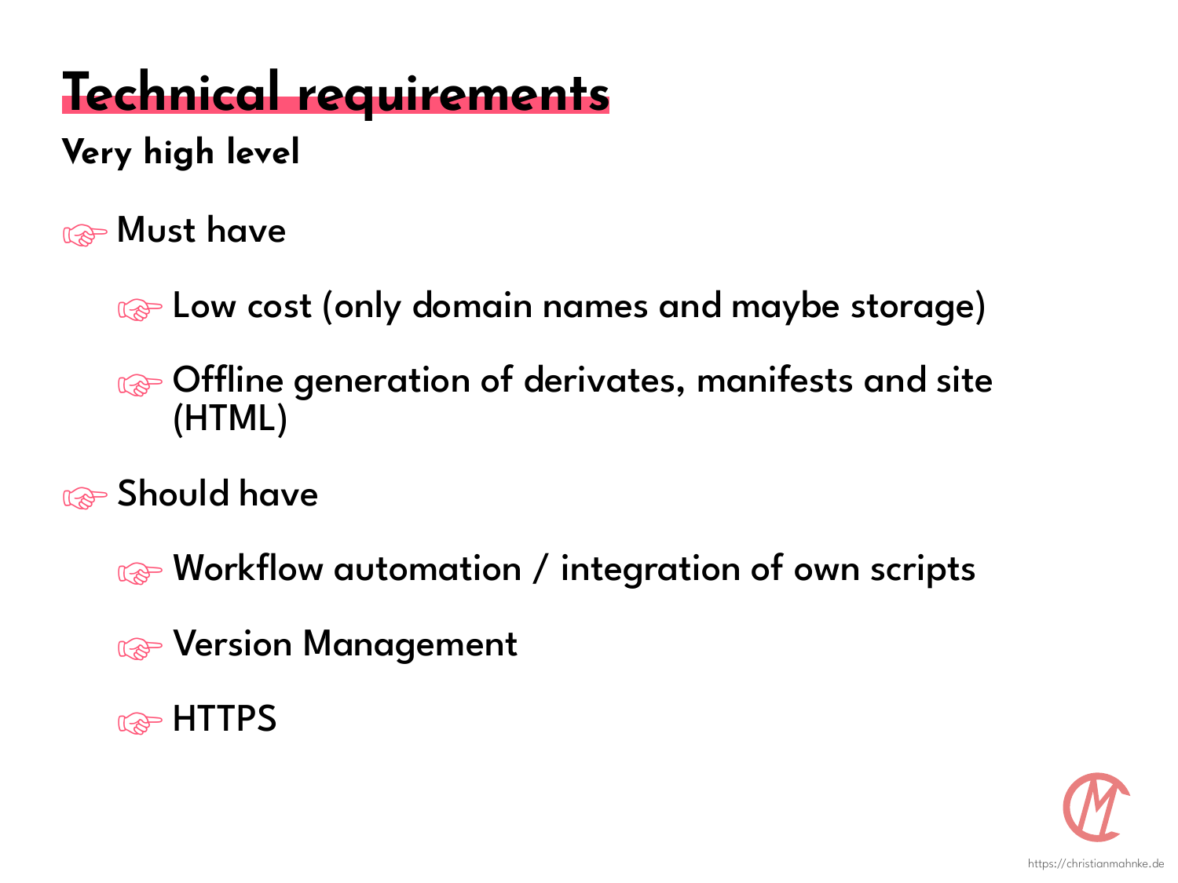# Technical requirements

**Very high level**

- Must have
  - Low cost (only domain names and maybe storage)
  - Offline generation of derivates, manifests and site (HTML)
- Should have
  - Workflow automation / integration of own scripts
  - Version Management
  - HTTPS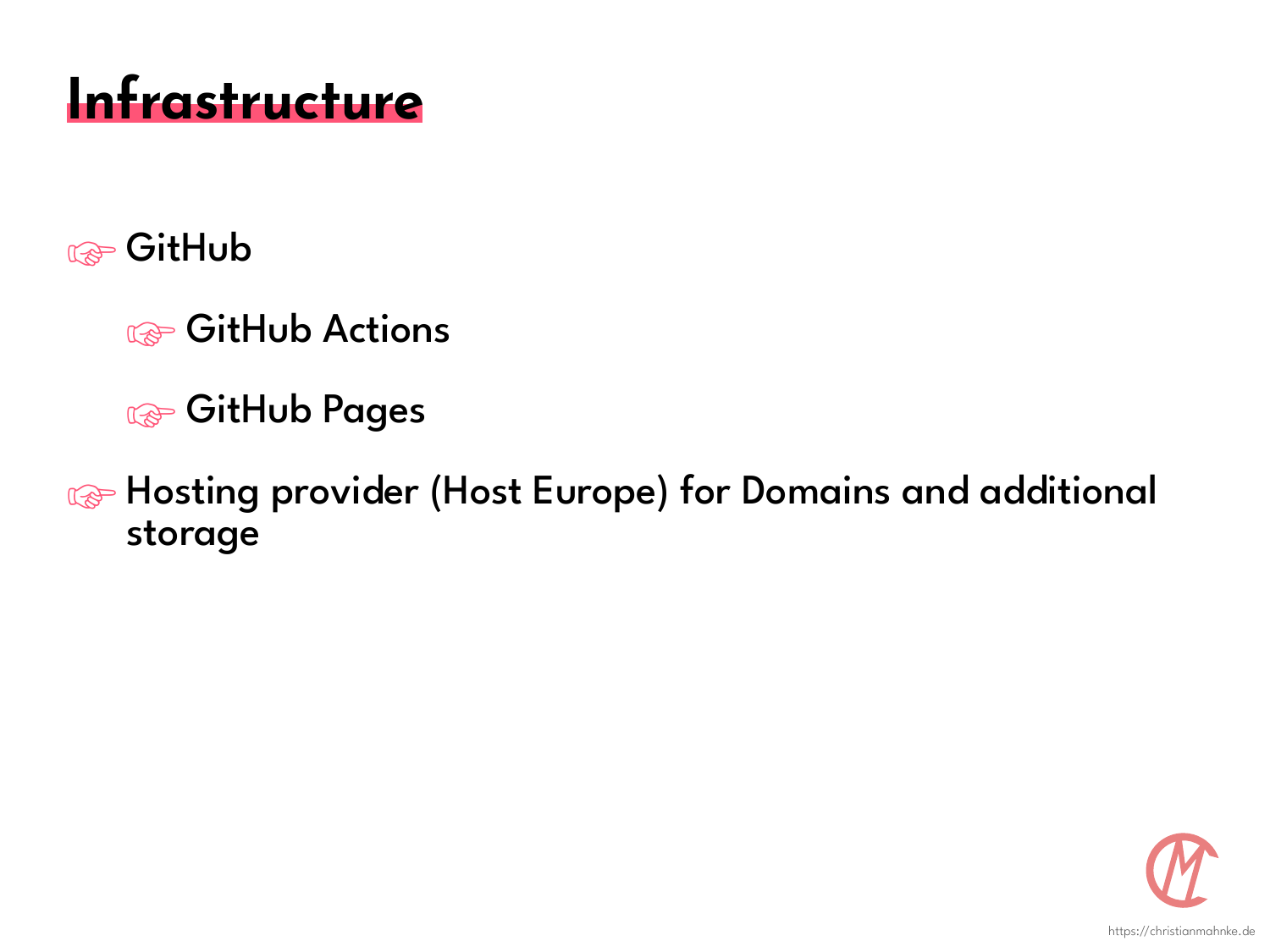# Infrastructure

- GitHub
  - GitHub Actions
  - GitHub Pages
- Hosting provider (Host Europe) for Domains and additional storage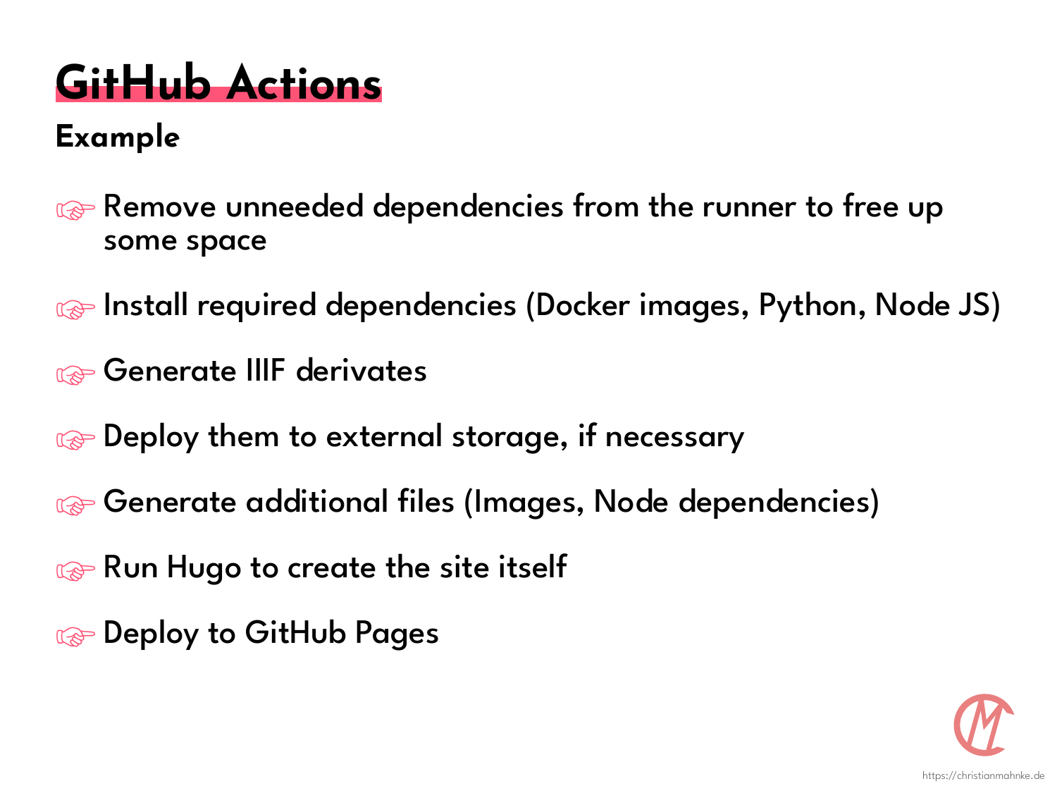# GitHub Actions

### Example

- Remove unneeded dependencies from the runner to free up some space
- Install required dependencies (Docker images, Python, Node JS)
- Generate IIIF derivates
- Deploy them to external storage, if necessary
- Generate additional files (Images, Node dependencies)
- Run Hugo to create the site itself
- Deploy to GitHub Pages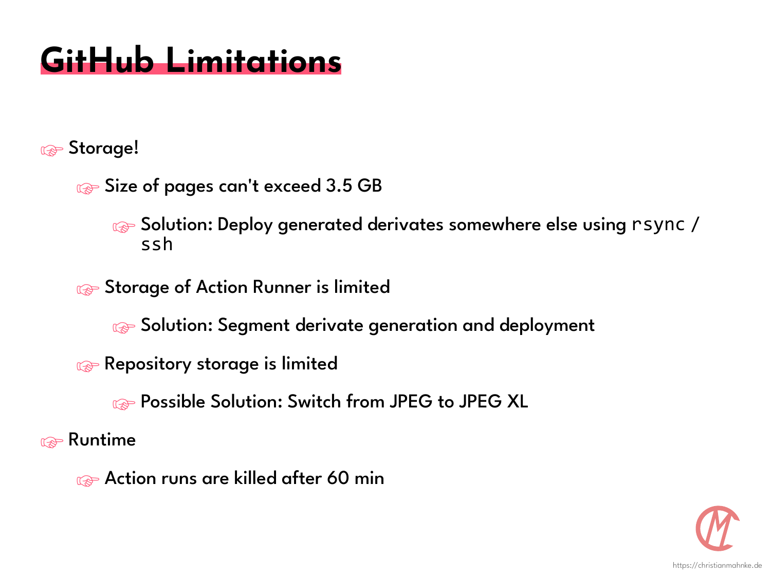# GitHub Limitations

- Storage!
  - Size of pages can't exceed 3.5 GB
    - Solution: Deploy generated derivates somewhere else using `rsync` / `ssh`
  - Storage of Action Runner is limited
    - Solution: Segment derivate generation and deployment
  - Repository storage is limited
    - Possible Solution: Switch from JPEG to JPEG XL
- Runtime
  - Action runs are killed after 60 min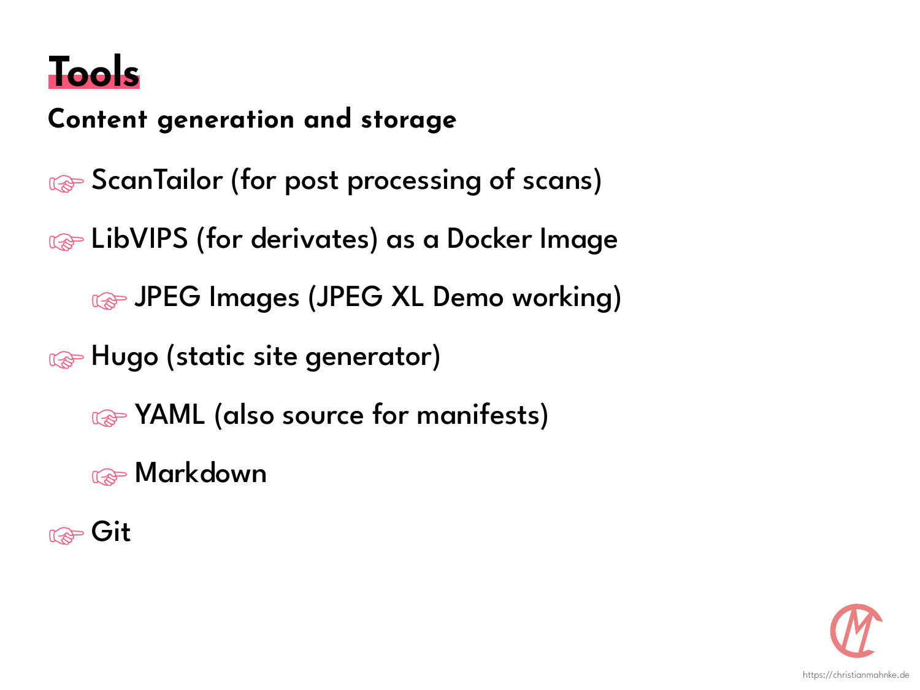# Tools

### Content generation and storage

- ScanTailor (for post processing of scans)
- LibVIPS (for derivates) as a Docker Image
  - JPEG Images (JPEG XL Demo working)
- Hugo (static site generator)
  - YAML (also source for manifests)
  - Markdown
- Git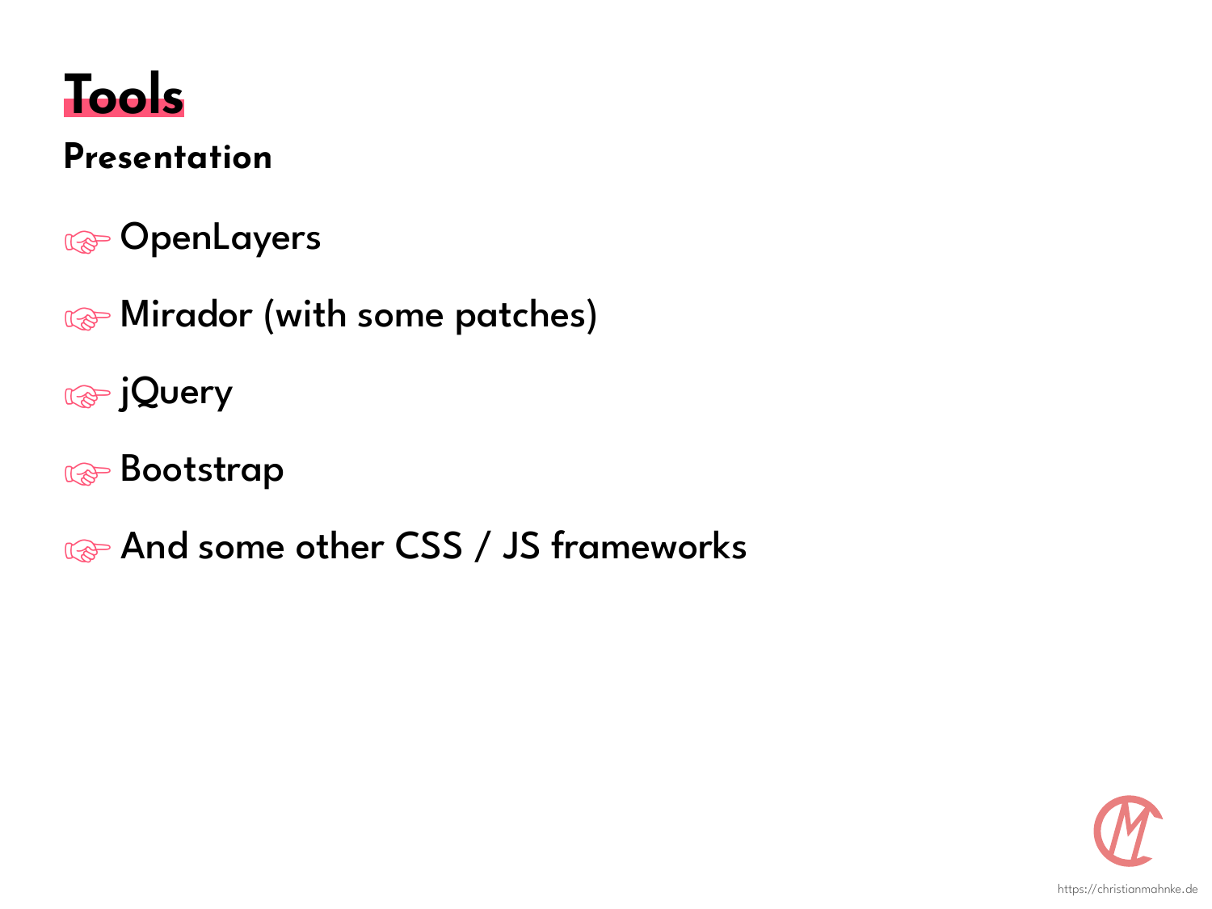# Tools

## Presentation

- ☞ OpenLayers
- ☞ Mirador (with some patches)
- ☞ jQuery
- ☞ Bootstrap
- ☞ And some other CSS / JS frameworks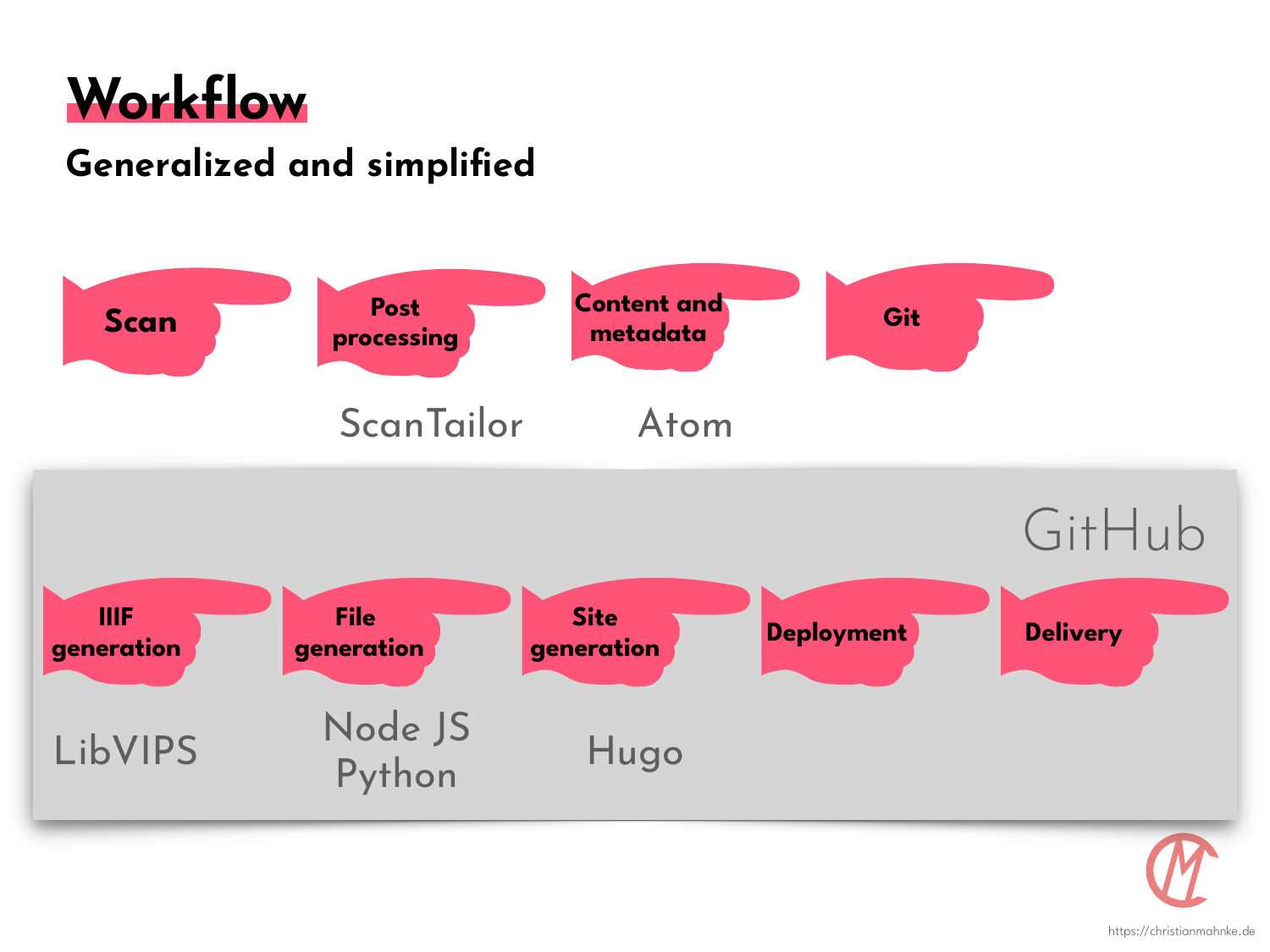# Workflow

## Generalized and simplified

- **Scan**
- **Post processing** — ScanTailor
- **Content and metadata** — Atom
- **Git**

GitHub

- **IIIF generation** — LibVIPS
- **File generation** — Node JS, Python
- **Site generation** — Hugo
- **Deployment**
- **Delivery**

https://christianmahnke.de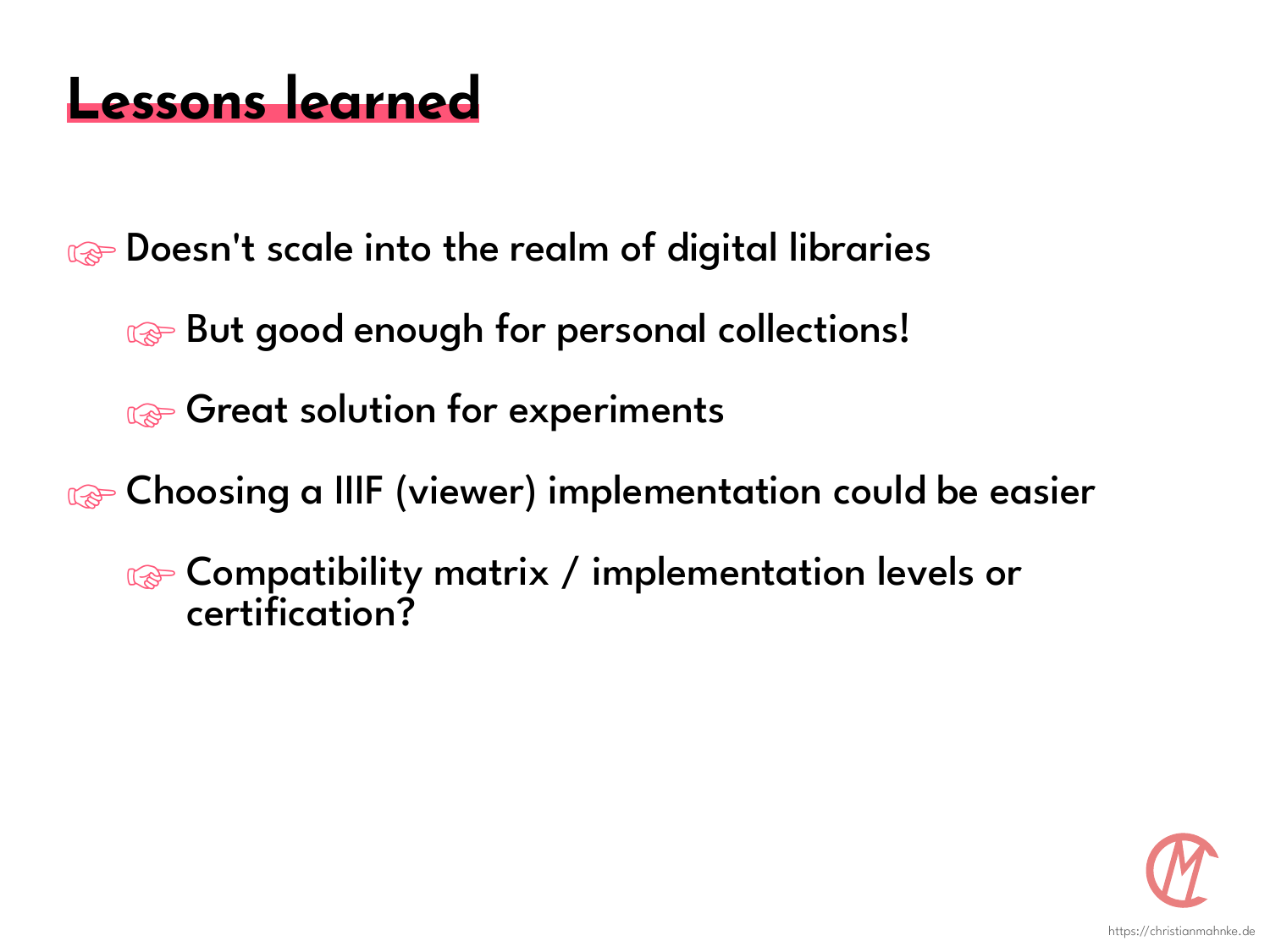# Lessons learned

- Doesn't scale into the realm of digital libraries
  - But good enough for personal collections!
  - Great solution for experiments
- Choosing a IIIF (viewer) implementation could be easier
  - Compatibility matrix / implementation levels or certification?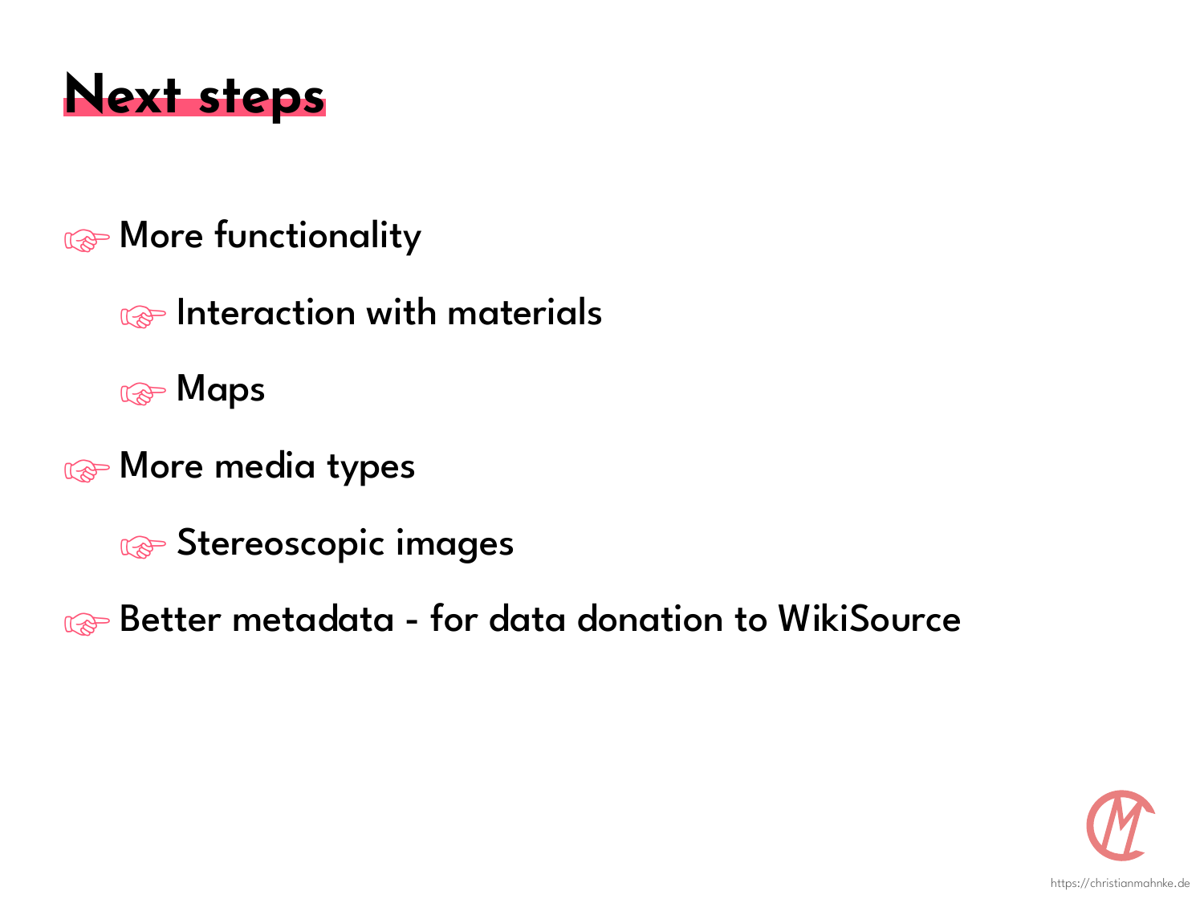# Next steps

- More functionality
  - Interaction with materials
  - Maps
- More media types
  - Stereoscopic images
- Better metadata - for data donation to WikiSource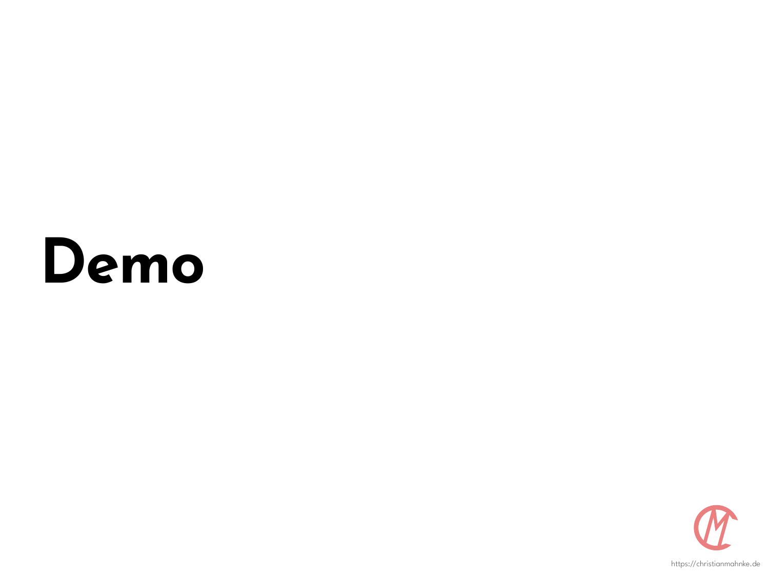# Demo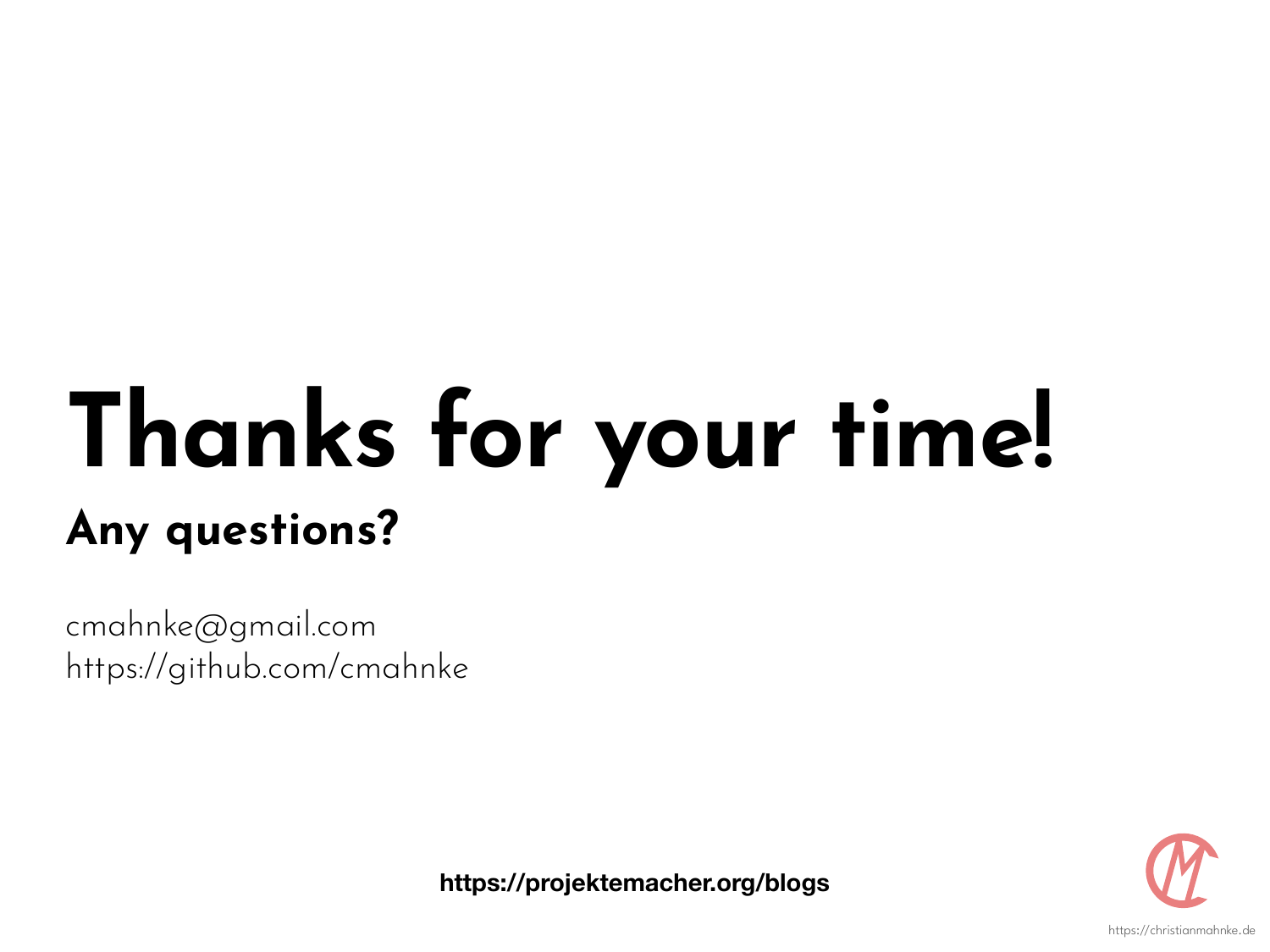# Thanks for your time!

## Any questions?

cmahnke@gmail.com
https://github.com/cmahnke

**https://projektemacher.org/blogs**

https://christianmahnke.de